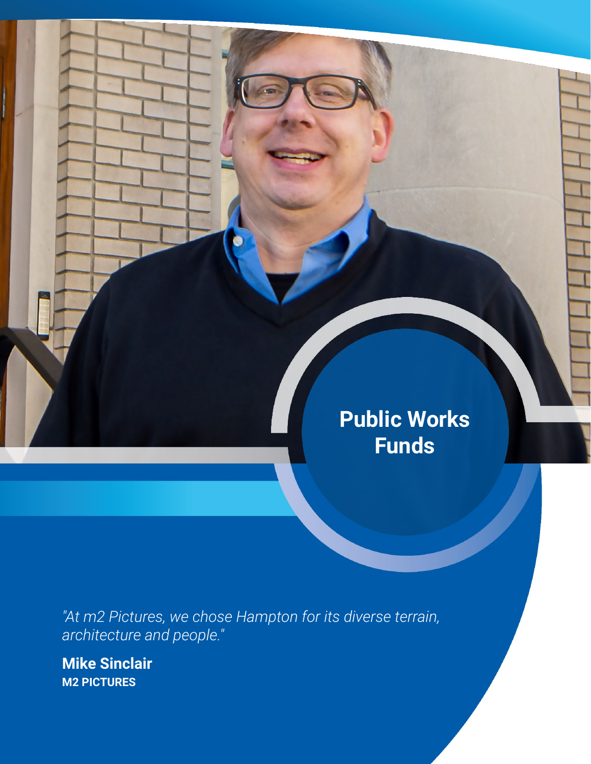# Public Works Funds

*"At m2 Pictures, we chose Hampton for its diverse terrain, architecture and people."*

**Mike Sinclair**
**M2 PICTURES**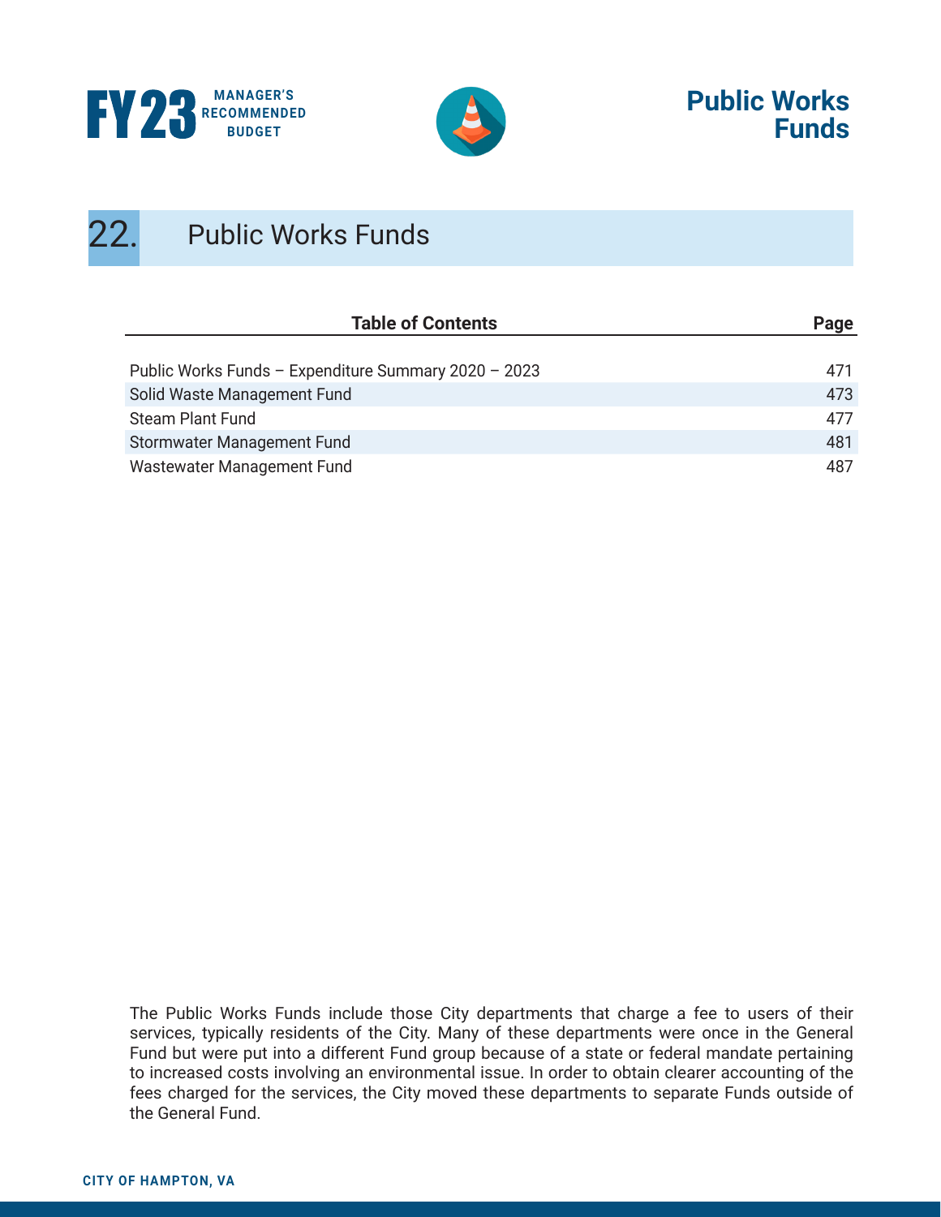# 22. Public Works Funds

| Table of Contents | Page |
|---|---|
| Public Works Funds – Expenditure Summary 2020 – 2023 | 471 |
| Solid Waste Management Fund | 473 |
| Steam Plant Fund | 477 |
| Stormwater Management Fund | 481 |
| Wastewater Management Fund | 487 |

The Public Works Funds include those City departments that charge a fee to users of their services, typically residents of the City. Many of these departments were once in the General Fund but were put into a different Fund group because of a state or federal mandate pertaining to increased costs involving an environmental issue. In order to obtain clearer accounting of the fees charged for the services, the City moved these departments to separate Funds outside of the General Fund.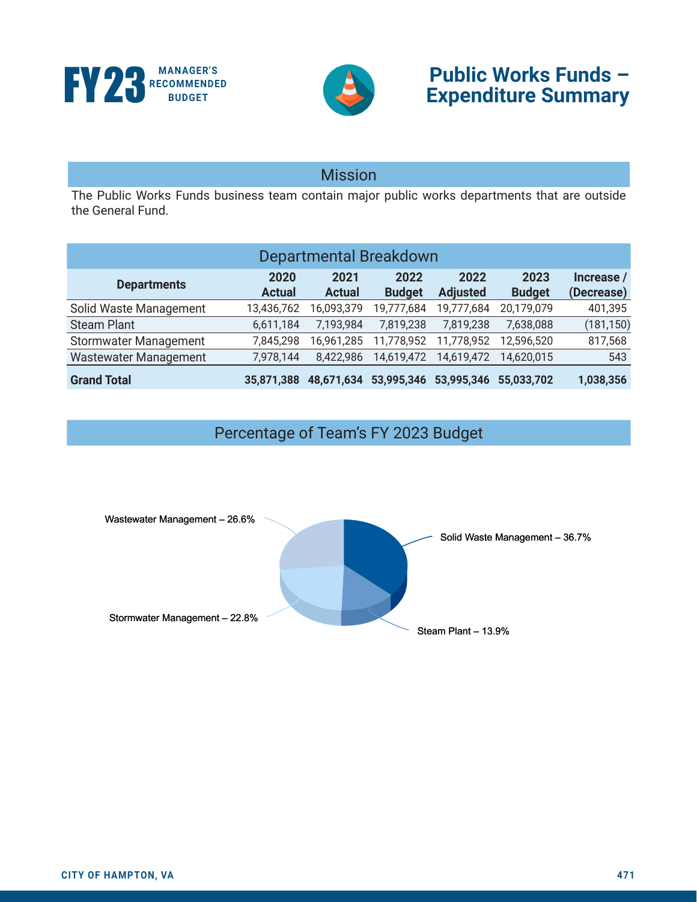# Public Works Funds – Expenditure Summary

## Mission

The Public Works Funds business team contain major public works departments that are outside the General Fund.

## Departmental Breakdown

| Departments | 2020 Actual | 2021 Actual | 2022 Budget | 2022 Adjusted | 2023 Budget | Increase / (Decrease) |
|---|---|---|---|---|---|---|
| Solid Waste Management | 13,436,762 | 16,093,379 | 19,777,684 | 19,777,684 | 20,179,079 | 401,395 |
| Steam Plant | 6,611,184 | 7,193,984 | 7,819,238 | 7,819,238 | 7,638,088 | (181,150) |
| Stormwater Management | 7,845,298 | 16,961,285 | 11,778,952 | 11,778,952 | 12,596,520 | 817,568 |
| Wastewater Management | 7,978,144 | 8,422,986 | 14,619,472 | 14,619,472 | 14,620,015 | 543 |
| **Grand Total** | **35,871,388** | **48,671,634** | **53,995,346** | **53,995,346** | **55,033,702** | **1,038,356** |

## Percentage of Team's FY 2023 Budget

Wastewater Management – 26.6%

Solid Waste Management – 36.7%

Stormwater Management – 22.8%

Steam Plant – 13.9%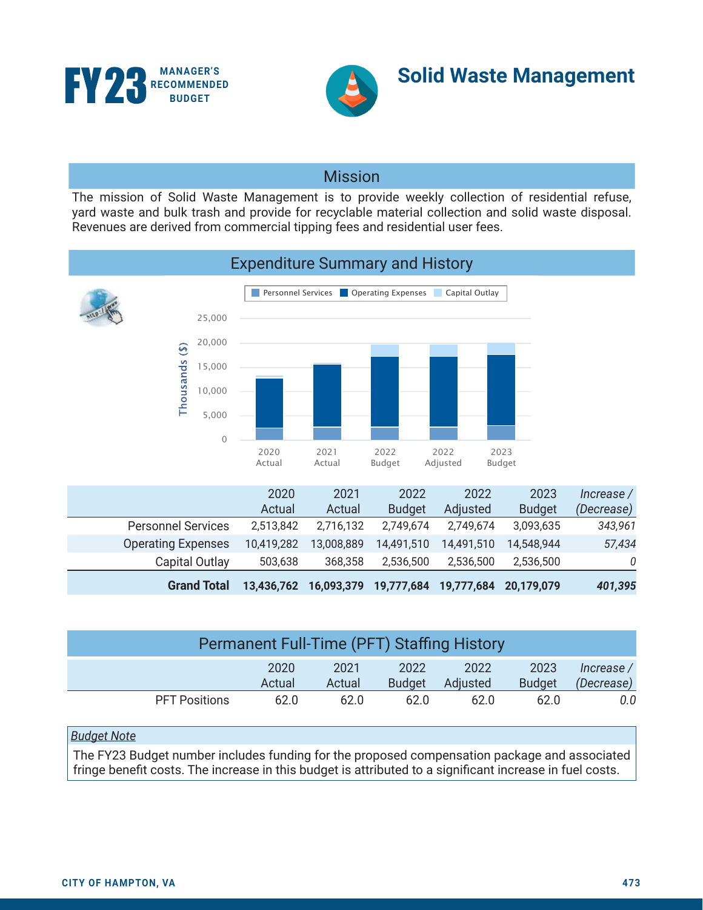# FY23 MANAGER'S RECOMMENDED BUDGET

# Solid Waste Management

## Mission

The mission of Solid Waste Management is to provide weekly collection of residential refuse, yard waste and bulk trash and provide for recyclable material collection and solid waste disposal. Revenues are derived from commercial tipping fees and residential user fees.

## Expenditure Summary and History

| | 2020 Actual | 2021 Actual | 2022 Budget | 2022 Adjusted | 2023 Budget | *Increase / (Decrease)* |
|---|---|---|---|---|---|---|
| Personnel Services | 2,513,842 | 2,716,132 | 2,749,674 | 2,749,674 | 3,093,635 | *343,961* |
| Operating Expenses | 10,419,282 | 13,008,889 | 14,491,510 | 14,491,510 | 14,548,944 | *57,434* |
| Capital Outlay | 503,638 | 368,358 | 2,536,500 | 2,536,500 | 2,536,500 | *0* |
| **Grand Total** | **13,436,762** | **16,093,379** | **19,777,684** | **19,777,684** | **20,179,079** | ***401,395*** |

## Permanent Full-Time (PFT) Staffing History

| | 2020 Actual | 2021 Actual | 2022 Budget | 2022 Adjusted | 2023 Budget | *Increase / (Decrease)* |
|---|---|---|---|---|---|---|
| PFT Positions | 62.0 | 62.0 | 62.0 | 62.0 | 62.0 | *0.0* |

*Budget Note*

The FY23 Budget number includes funding for the proposed compensation package and associated fringe benefit costs. The increase in this budget is attributed to a significant increase in fuel costs.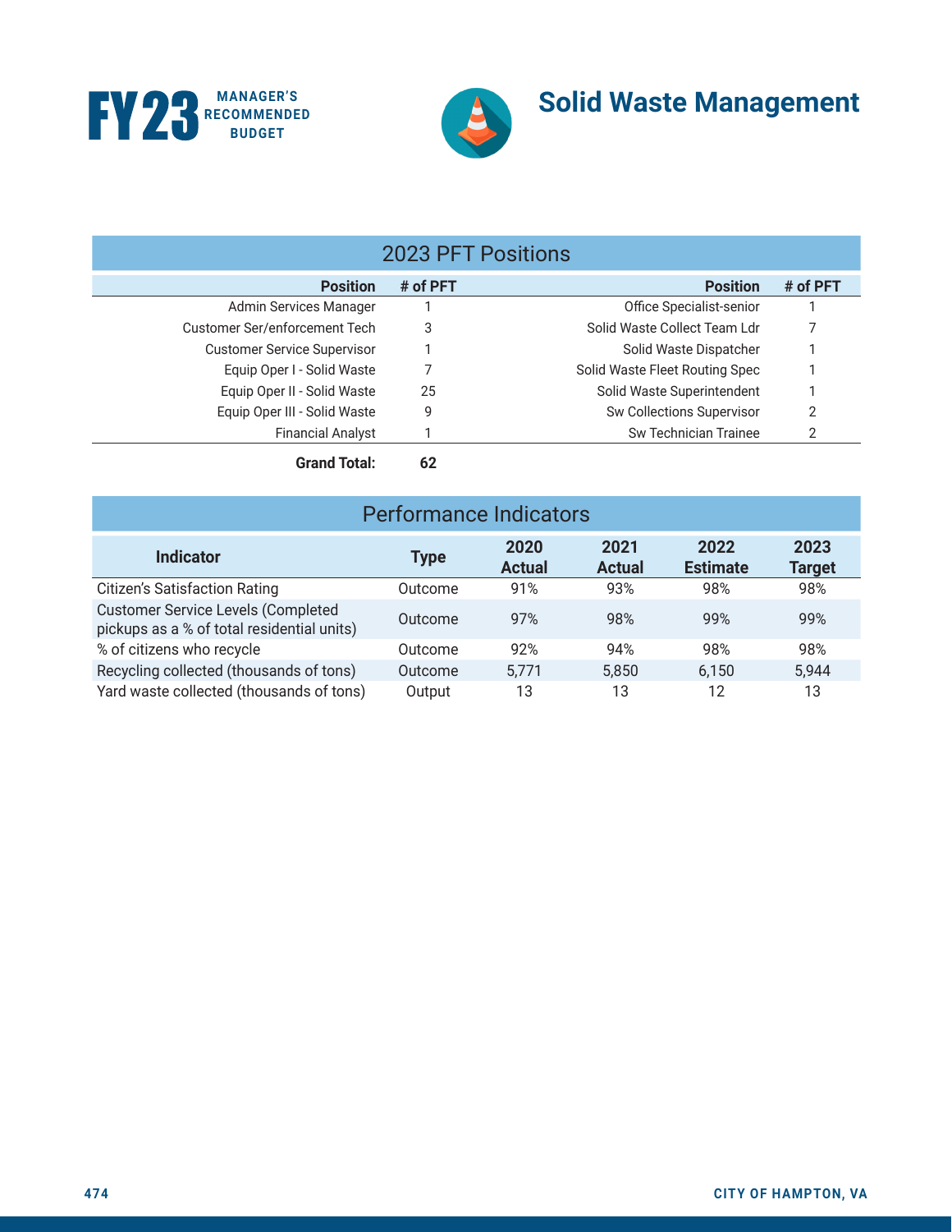# Solid Waste Management

## 2023 PFT Positions

| Position | # of PFT | Position | # of PFT |
|---|---|---|---|
| Admin Services Manager | 1 | Office Specialist-senior | 1 |
| Customer Ser/enforcement Tech | 3 | Solid Waste Collect Team Ldr | 7 |
| Customer Service Supervisor | 1 | Solid Waste Dispatcher | 1 |
| Equip Oper I - Solid Waste | 7 | Solid Waste Fleet Routing Spec | 1 |
| Equip Oper II - Solid Waste | 25 | Solid Waste Superintendent | 1 |
| Equip Oper III - Solid Waste | 9 | Sw Collections Supervisor | 2 |
| Financial Analyst | 1 | Sw Technician Trainee | 2 |
| **Grand Total:** | **62** | | |

## Performance Indicators

| Indicator | Type | 2020 Actual | 2021 Actual | 2022 Estimate | 2023 Target |
|---|---|---|---|---|---|
| Citizen's Satisfaction Rating | Outcome | 91% | 93% | 98% | 98% |
| Customer Service Levels (Completed pickups as a % of total residential units) | Outcome | 97% | 98% | 99% | 99% |
| % of citizens who recycle | Outcome | 92% | 94% | 98% | 98% |
| Recycling collected (thousands of tons) | Outcome | 5,771 | 5,850 | 6,150 | 5,944 |
| Yard waste collected (thousands of tons) | Output | 13 | 13 | 12 | 13 |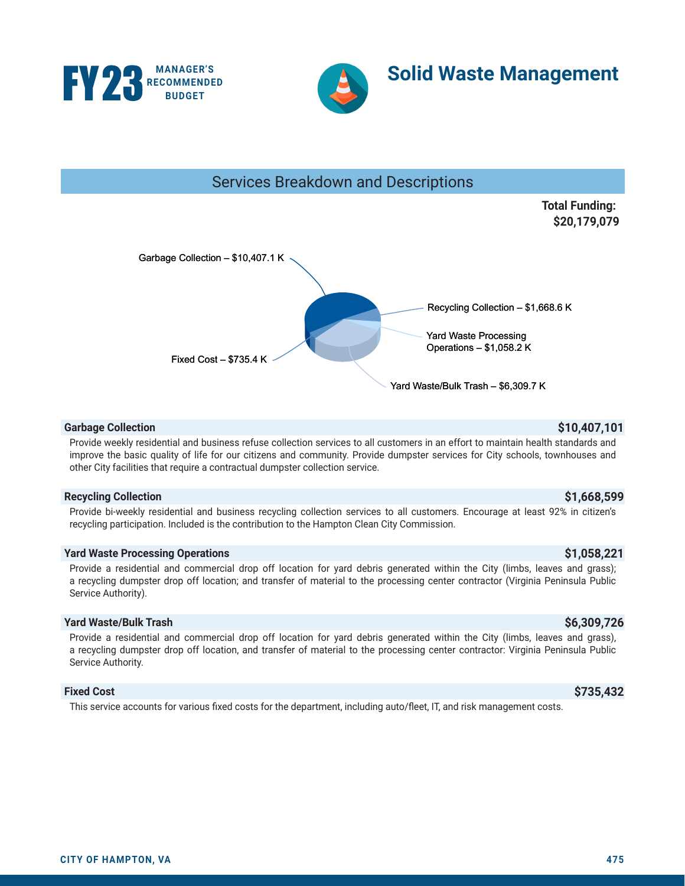# FY23 MANAGER'S RECOMMENDED BUDGET

# Solid Waste Management

## Services Breakdown and Descriptions

**Total Funding: $20,179,079**

Garbage Collection – $10,407.1 K

Recycling Collection – $1,668.6 K

Yard Waste Processing Operations – $1,058.2 K

Fixed Cost – $735.4 K

Yard Waste/Bulk Trash – $6,309.7 K

### Garbage Collection — $10,407,101

Provide weekly residential and business refuse collection services to all customers in an effort to maintain health standards and improve the basic quality of life for our citizens and community. Provide dumpster services for City schools, townhouses and other City facilities that require a contractual dumpster collection service.

### Recycling Collection — $1,668,599

Provide bi-weekly residential and business recycling collection services to all customers. Encourage at least 92% in citizen's recycling participation. Included is the contribution to the Hampton Clean City Commission.

### Yard Waste Processing Operations — $1,058,221

Provide a residential and commercial drop off location for yard debris generated within the City (limbs, leaves and grass); a recycling dumpster drop off location; and transfer of material to the processing center contractor (Virginia Peninsula Public Service Authority).

### Yard Waste/Bulk Trash — $6,309,726

Provide a residential and commercial drop off location for yard debris generated within the City (limbs, leaves and grass), a recycling dumpster drop off location, and transfer of material to the processing center contractor: Virginia Peninsula Public Service Authority.

### Fixed Cost — $735,432

This service accounts for various fixed costs for the department, including auto/fleet, IT, and risk management costs.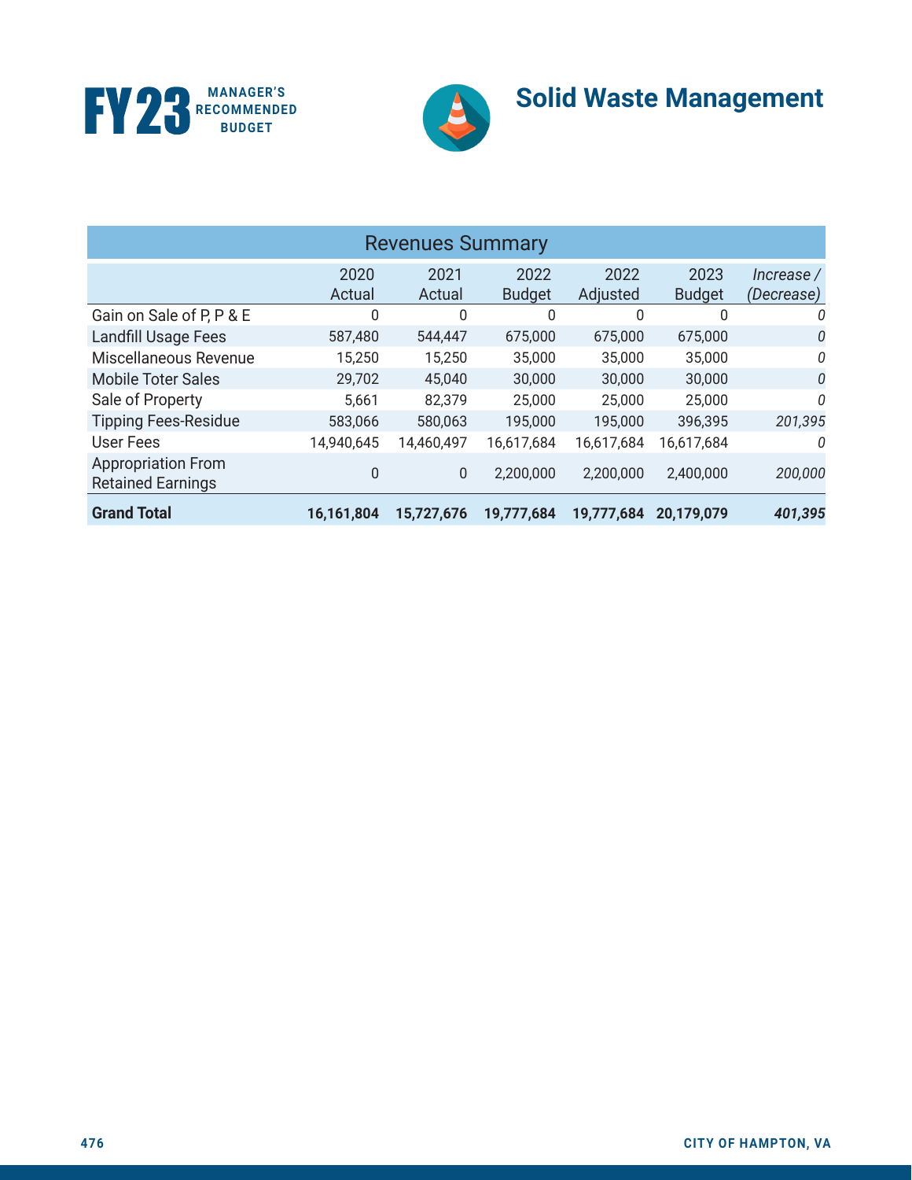# Solid Waste Management

| Revenues Summary | | | | | | |
|---|---|---|---|---|---|---|
| | 2020 Actual | 2021 Actual | 2022 Budget | 2022 Adjusted | 2023 Budget | *Increase / (Decrease)* |
| Gain on Sale of P, P & E | 0 | 0 | 0 | 0 | 0 | *0* |
| Landfill Usage Fees | 587,480 | 544,447 | 675,000 | 675,000 | 675,000 | *0* |
| Miscellaneous Revenue | 15,250 | 15,250 | 35,000 | 35,000 | 35,000 | *0* |
| Mobile Toter Sales | 29,702 | 45,040 | 30,000 | 30,000 | 30,000 | *0* |
| Sale of Property | 5,661 | 82,379 | 25,000 | 25,000 | 25,000 | *0* |
| Tipping Fees-Residue | 583,066 | 580,063 | 195,000 | 195,000 | 396,395 | *201,395* |
| User Fees | 14,940,645 | 14,460,497 | 16,617,684 | 16,617,684 | 16,617,684 | *0* |
| Appropriation From Retained Earnings | 0 | 0 | 2,200,000 | 2,200,000 | 2,400,000 | *200,000* |
| **Grand Total** | **16,161,804** | **15,727,676** | **19,777,684** | **19,777,684** | **20,179,079** | ***401,395*** |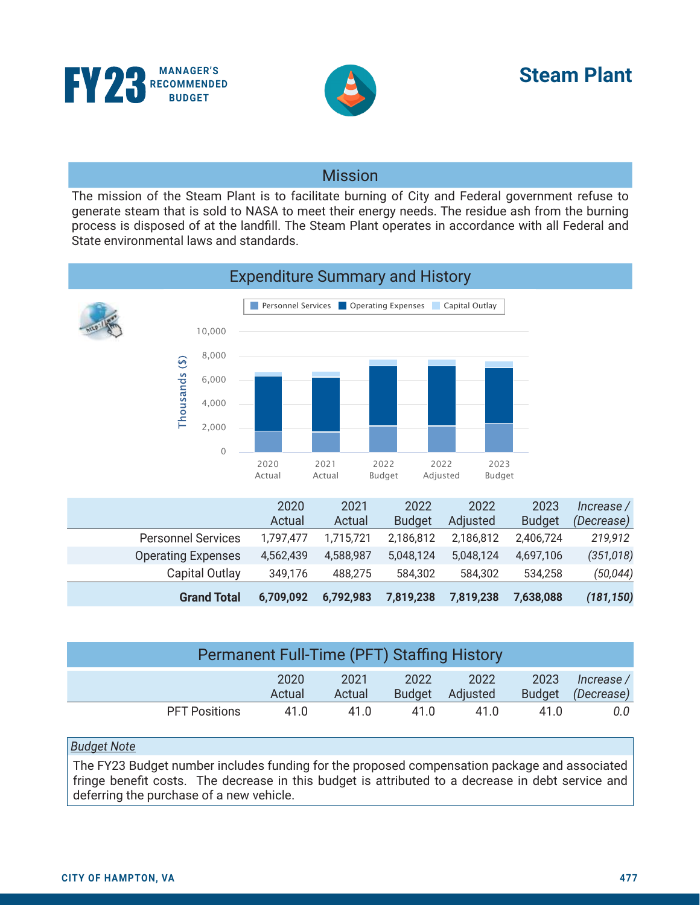# Steam Plant

FY23 MANAGER'S RECOMMENDED BUDGET

## Mission

The mission of the Steam Plant is to facilitate burning of City and Federal government refuse to generate steam that is sold to NASA to meet their energy needs. The residue ash from the burning process is disposed of at the landfill. The Steam Plant operates in accordance with all Federal and State environmental laws and standards.

## Expenditure Summary and History

| | 2020 Actual | 2021 Actual | 2022 Budget | 2022 Adjusted | 2023 Budget | *Increase / (Decrease)* |
|---|---|---|---|---|---|---|
| Personnel Services | 1,797,477 | 1,715,721 | 2,186,812 | 2,186,812 | 2,406,724 | *219,912* |
| Operating Expenses | 4,562,439 | 4,588,987 | 5,048,124 | 5,048,124 | 4,697,106 | *(351,018)* |
| Capital Outlay | 349,176 | 488,275 | 584,302 | 584,302 | 534,258 | *(50,044)* |
| **Grand Total** | **6,709,092** | **6,792,983** | **7,819,238** | **7,819,238** | **7,638,088** | ***(181,150)*** |

## Permanent Full-Time (PFT) Staffing History

| | 2020 Actual | 2021 Actual | 2022 Budget | 2022 Adjusted | 2023 Budget | *Increase / (Decrease)* |
|---|---|---|---|---|---|---|
| PFT Positions | 41.0 | 41.0 | 41.0 | 41.0 | 41.0 | *0.0* |

*Budget Note*

The FY23 Budget number includes funding for the proposed compensation package and associated fringe benefit costs. The decrease in this budget is attributed to a decrease in debt service and deferring the purchase of a new vehicle.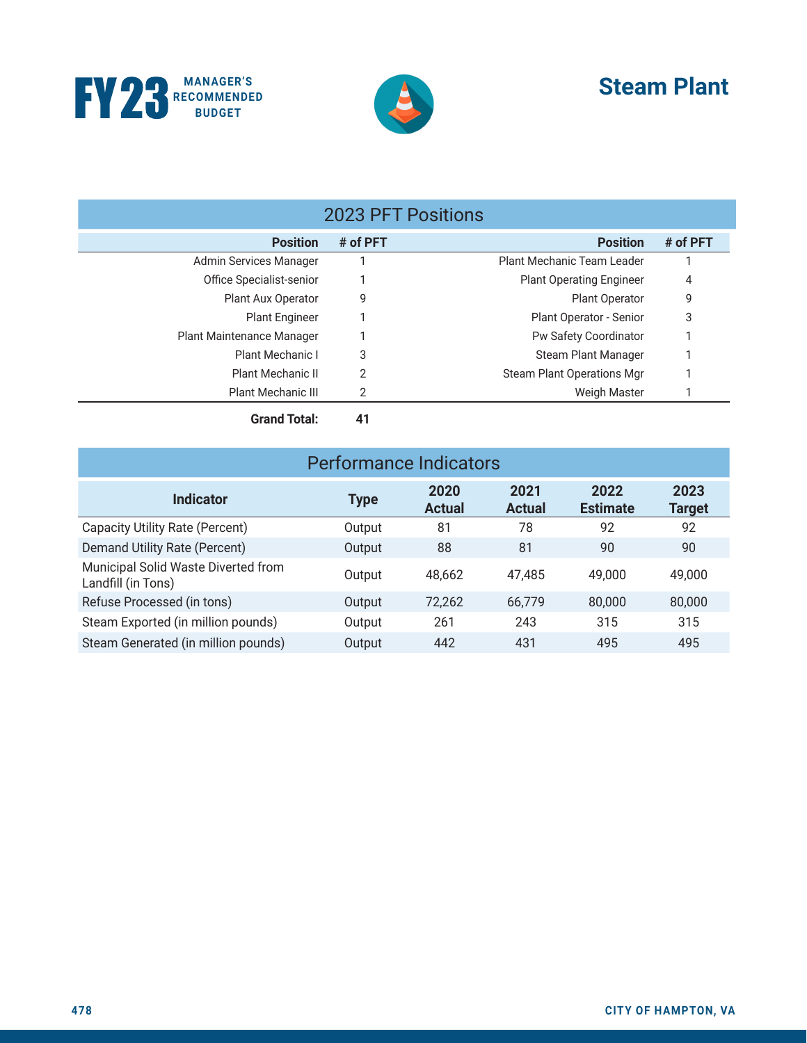# Steam Plant

## 2023 PFT Positions

| Position | # of PFT | Position | # of PFT |
|---|---|---|---|
| Admin Services Manager | 1 | Plant Mechanic Team Leader | 1 |
| Office Specialist-senior | 1 | Plant Operating Engineer | 4 |
| Plant Aux Operator | 9 | Plant Operator | 9 |
| Plant Engineer | 1 | Plant Operator - Senior | 3 |
| Plant Maintenance Manager | 1 | Pw Safety Coordinator | 1 |
| Plant Mechanic I | 3 | Steam Plant Manager | 1 |
| Plant Mechanic II | 2 | Steam Plant Operations Mgr | 1 |
| Plant Mechanic III | 2 | Weigh Master | 1 |
| **Grand Total:** | **41** | | |

## Performance Indicators

| Indicator | Type | 2020 Actual | 2021 Actual | 2022 Estimate | 2023 Target |
|---|---|---|---|---|---|
| Capacity Utility Rate (Percent) | Output | 81 | 78 | 92 | 92 |
| Demand Utility Rate (Percent) | Output | 88 | 81 | 90 | 90 |
| Municipal Solid Waste Diverted from Landfill (in Tons) | Output | 48,662 | 47,485 | 49,000 | 49,000 |
| Refuse Processed (in tons) | Output | 72,262 | 66,779 | 80,000 | 80,000 |
| Steam Exported (in million pounds) | Output | 261 | 243 | 315 | 315 |
| Steam Generated (in million pounds) | Output | 442 | 431 | 495 | 495 |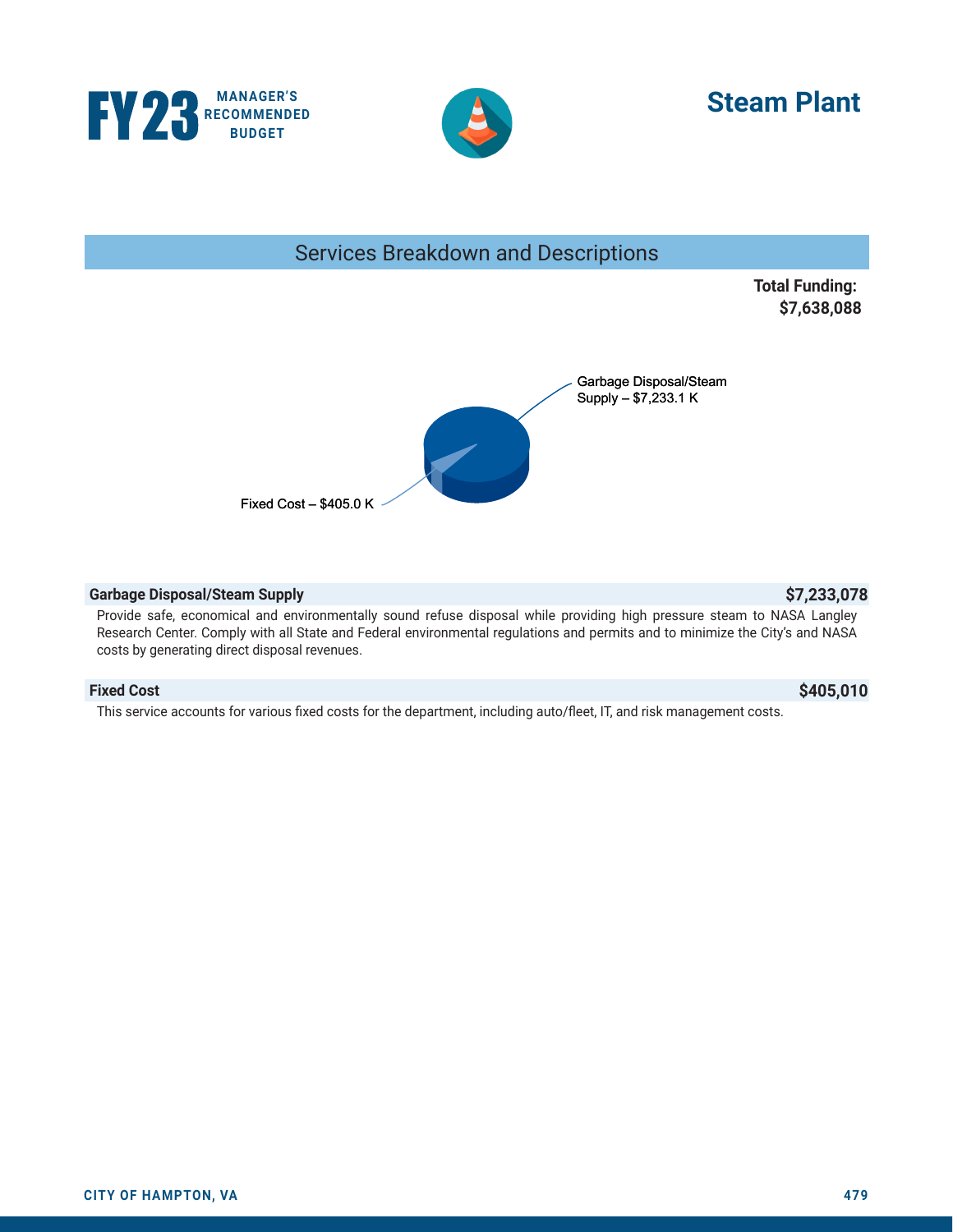# Steam Plant

## Services Breakdown and Descriptions

**Total Funding: $7,638,088**

Garbage Disposal/Steam Supply – $7,233.1 K

Fixed Cost – $405.0 K

### Garbage Disposal/Steam Supply — $7,233,078

Provide safe, economical and environmentally sound refuse disposal while providing high pressure steam to NASA Langley Research Center. Comply with all State and Federal environmental regulations and permits and to minimize the City's and NASA costs by generating direct disposal revenues.

### Fixed Cost — $405,010

This service accounts for various fixed costs for the department, including auto/fleet, IT, and risk management costs.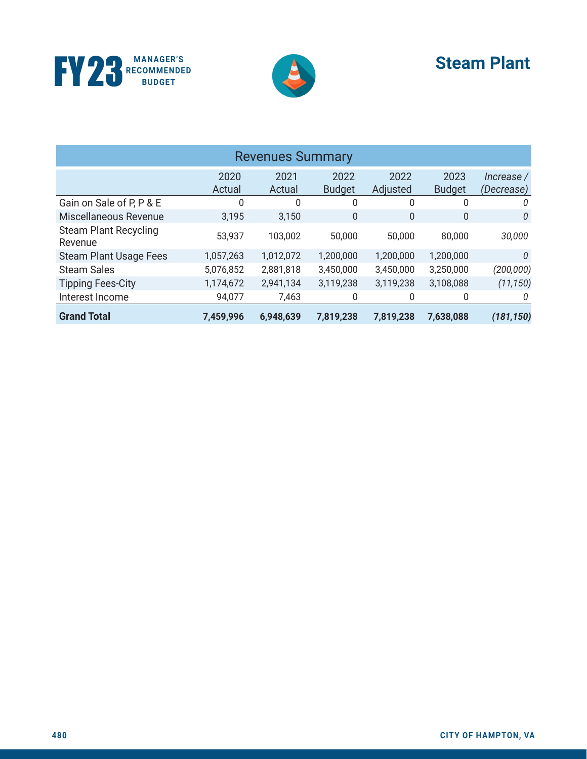# Steam Plant

| Revenues Summary | | | | | | |
|---|---|---|---|---|---|---|
| | 2020 Actual | 2021 Actual | 2022 Budget | 2022 Adjusted | 2023 Budget | *Increase / (Decrease)* |
| Gain on Sale of P, P & E | 0 | 0 | 0 | 0 | 0 | *0* |
| Miscellaneous Revenue | 3,195 | 3,150 | 0 | 0 | 0 | *0* |
| Steam Plant Recycling Revenue | 53,937 | 103,002 | 50,000 | 50,000 | 80,000 | *30,000* |
| Steam Plant Usage Fees | 1,057,263 | 1,012,072 | 1,200,000 | 1,200,000 | 1,200,000 | *0* |
| Steam Sales | 5,076,852 | 2,881,818 | 3,450,000 | 3,450,000 | 3,250,000 | *(200,000)* |
| Tipping Fees-City | 1,174,672 | 2,941,134 | 3,119,238 | 3,119,238 | 3,108,088 | *(11,150)* |
| Interest Income | 94,077 | 7,463 | 0 | 0 | 0 | *0* |
| **Grand Total** | **7,459,996** | **6,948,639** | **7,819,238** | **7,819,238** | **7,638,088** | ***(181,150)*** |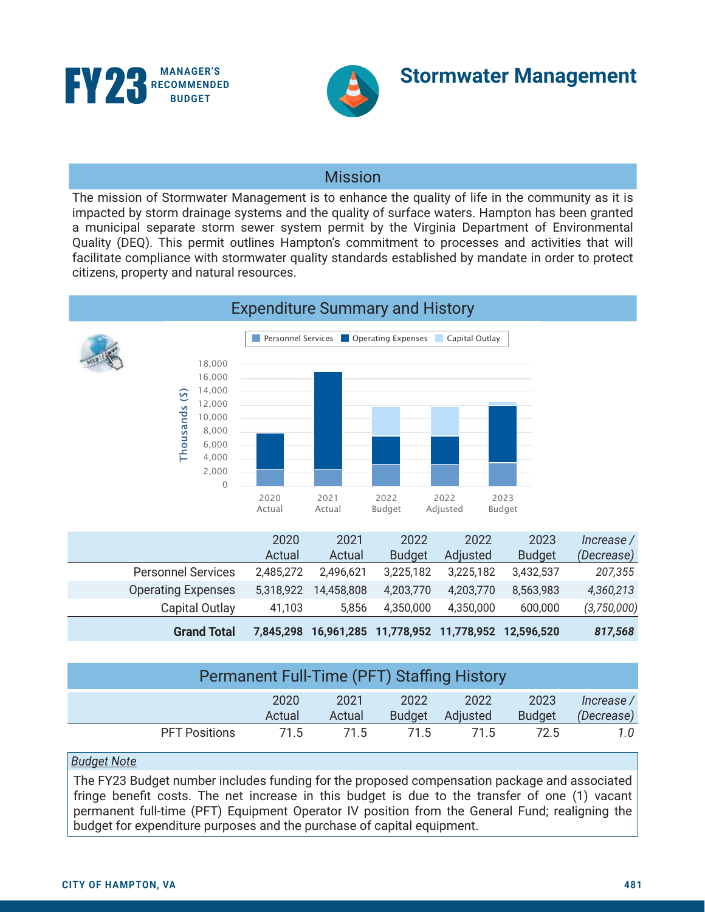# Stormwater Management

FY23 MANAGER'S RECOMMENDED BUDGET

## Mission

The mission of Stormwater Management is to enhance the quality of life in the community as it is impacted by storm drainage systems and the quality of surface waters. Hampton has been granted a municipal separate storm sewer system permit by the Virginia Department of Environmental Quality (DEQ). This permit outlines Hampton's commitment to processes and activities that will facilitate compliance with stormwater quality standards established by mandate in order to protect citizens, property and natural resources.

## Expenditure Summary and History

| | 2020 Actual | 2021 Actual | 2022 Budget | 2022 Adjusted | 2023 Budget | *Increase / (Decrease)* |
|---|---|---|---|---|---|---|
| Personnel Services | 2,485,272 | 2,496,621 | 3,225,182 | 3,225,182 | 3,432,537 | *207,355* |
| Operating Expenses | 5,318,922 | 14,458,808 | 4,203,770 | 4,203,770 | 8,563,983 | *4,360,213* |
| Capital Outlay | 41,103 | 5,856 | 4,350,000 | 4,350,000 | 600,000 | *(3,750,000)* |
| **Grand Total** | **7,845,298** | **16,961,285** | **11,778,952** | **11,778,952** | **12,596,520** | ***817,568*** |

## Permanent Full-Time (PFT) Staffing History

| | 2020 Actual | 2021 Actual | 2022 Budget | 2022 Adjusted | 2023 Budget | *Increase / (Decrease)* |
|---|---|---|---|---|---|---|
| PFT Positions | 71.5 | 71.5 | 71.5 | 71.5 | 72.5 | *1.0* |

***Budget Note***

The FY23 Budget number includes funding for the proposed compensation package and associated fringe benefit costs. The net increase in this budget is due to the transfer of one (1) vacant permanent full-time (PFT) Equipment Operator IV position from the General Fund; realigning the budget for expenditure purposes and the purchase of capital equipment.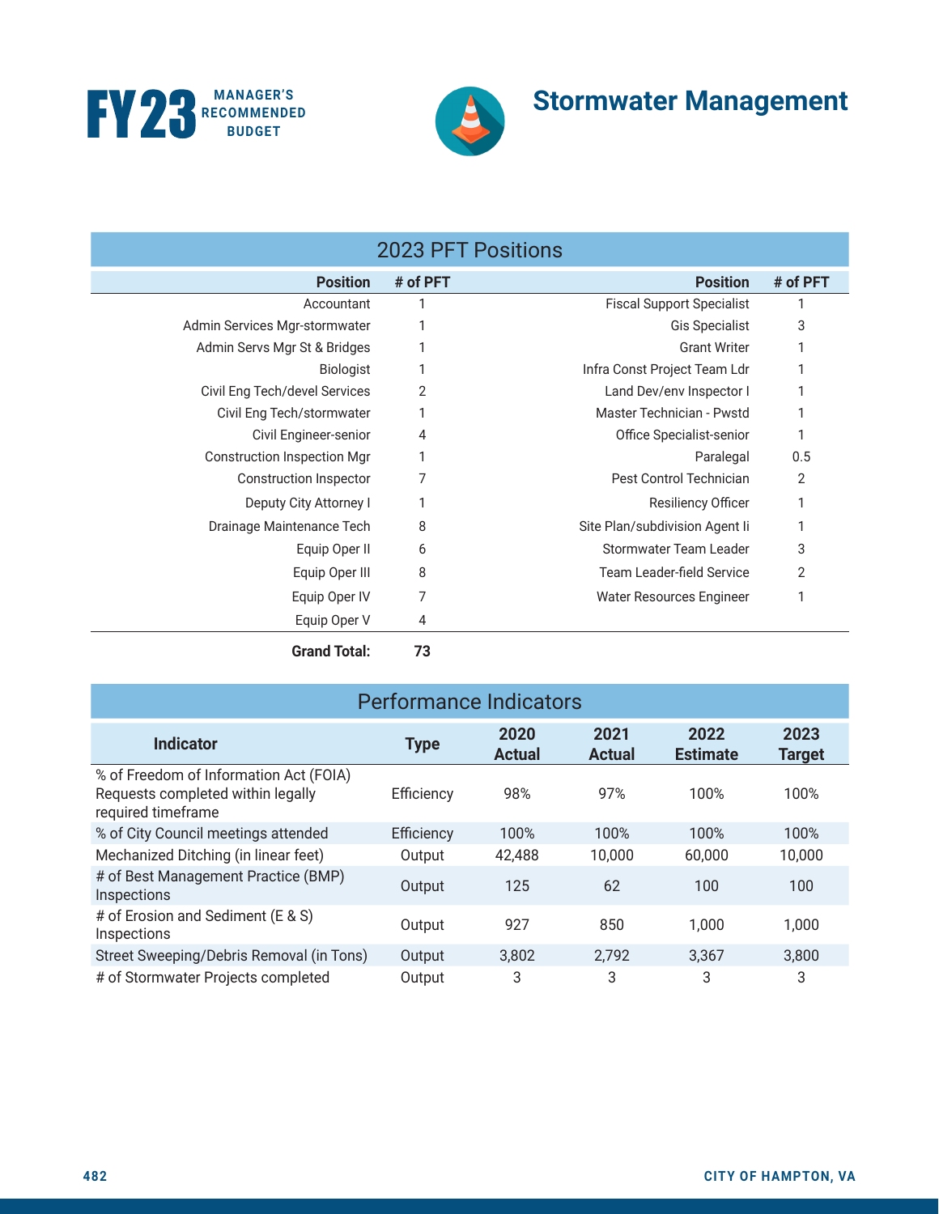# Stormwater Management

## 2023 PFT Positions

| Position | # of PFT | Position | # of PFT |
|---|---|---|---|
| Accountant | 1 | Fiscal Support Specialist | 1 |
| Admin Services Mgr-stormwater | 1 | Gis Specialist | 3 |
| Admin Servs Mgr St & Bridges | 1 | Grant Writer | 1 |
| Biologist | 1 | Infra Const Project Team Ldr | 1 |
| Civil Eng Tech/devel Services | 2 | Land Dev/env Inspector I | 1 |
| Civil Eng Tech/stormwater | 1 | Master Technician - Pwstd | 1 |
| Civil Engineer-senior | 4 | Office Specialist-senior | 1 |
| Construction Inspection Mgr | 1 | Paralegal | 0.5 |
| Construction Inspector | 7 | Pest Control Technician | 2 |
| Deputy City Attorney I | 1 | Resiliency Officer | 1 |
| Drainage Maintenance Tech | 8 | Site Plan/subdivision Agent Ii | 1 |
| Equip Oper II | 6 | Stormwater Team Leader | 3 |
| Equip Oper III | 8 | Team Leader-field Service | 2 |
| Equip Oper IV | 7 | Water Resources Engineer | 1 |
| Equip Oper V | 4 | | |
| **Grand Total:** | **73** | | |

## Performance Indicators

| Indicator | Type | 2020 Actual | 2021 Actual | 2022 Estimate | 2023 Target |
|---|---|---|---|---|---|
| % of Freedom of Information Act (FOIA) Requests completed within legally required timeframe | Efficiency | 98% | 97% | 100% | 100% |
| % of City Council meetings attended | Efficiency | 100% | 100% | 100% | 100% |
| Mechanized Ditching (in linear feet) | Output | 42,488 | 10,000 | 60,000 | 10,000 |
| # of Best Management Practice (BMP) Inspections | Output | 125 | 62 | 100 | 100 |
| # of Erosion and Sediment (E & S) Inspections | Output | 927 | 850 | 1,000 | 1,000 |
| Street Sweeping/Debris Removal (in Tons) | Output | 3,802 | 2,792 | 3,367 | 3,800 |
| # of Stormwater Projects completed | Output | 3 | 3 | 3 | 3 |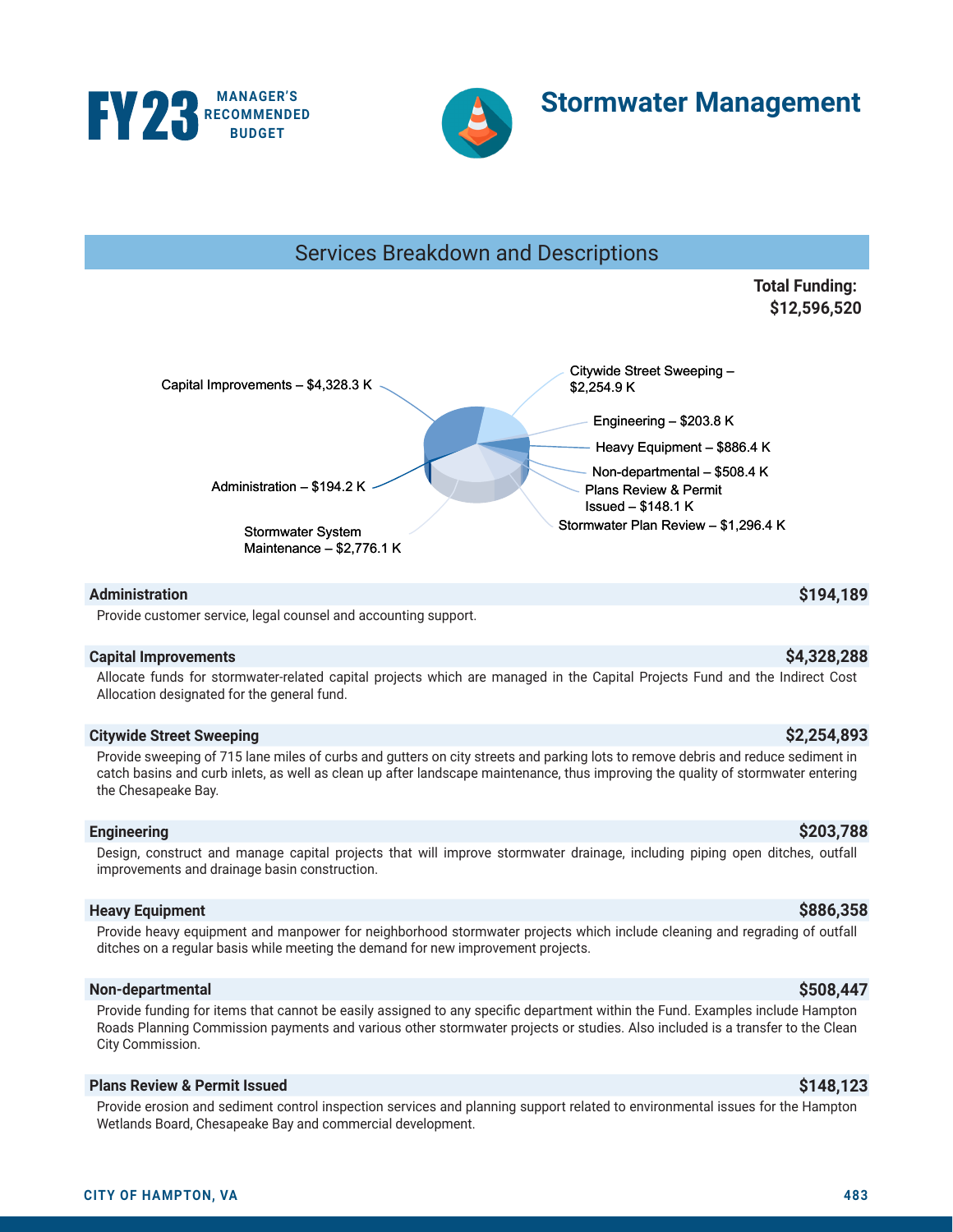FY23 MANAGER'S RECOMMENDED BUDGET

# Stormwater Management

## Services Breakdown and Descriptions

**Total Funding: $12,596,520**

Capital Improvements – $4,328.3 K
Citywide Street Sweeping – $2,254.9 K
Engineering – $203.8 K
Heavy Equipment – $886.4 K
Non-departmental – $508.4 K
Plans Review & Permit Issued – $148.1 K
Stormwater Plan Review – $1,296.4 K
Stormwater System Maintenance – $2,776.1 K
Administration – $194.2 K

**Administration** **$194,189**

Provide customer service, legal counsel and accounting support.

**Capital Improvements** **$4,328,288**

Allocate funds for stormwater-related capital projects which are managed in the Capital Projects Fund and the Indirect Cost Allocation designated for the general fund.

**Citywide Street Sweeping** **$2,254,893**

Provide sweeping of 715 lane miles of curbs and gutters on city streets and parking lots to remove debris and reduce sediment in catch basins and curb inlets, as well as clean up after landscape maintenance, thus improving the quality of stormwater entering the Chesapeake Bay.

**Engineering** **$203,788**

Design, construct and manage capital projects that will improve stormwater drainage, including piping open ditches, outfall improvements and drainage basin construction.

**Heavy Equipment** **$886,358**

Provide heavy equipment and manpower for neighborhood stormwater projects which include cleaning and regrading of outfall ditches on a regular basis while meeting the demand for new improvement projects.

**Non-departmental** **$508,447**

Provide funding for items that cannot be easily assigned to any specific department within the Fund. Examples include Hampton Roads Planning Commission payments and various other stormwater projects or studies. Also included is a transfer to the Clean City Commission.

**Plans Review & Permit Issued** **$148,123**

Provide erosion and sediment control inspection services and planning support related to environmental issues for the Hampton Wetlands Board, Chesapeake Bay and commercial development.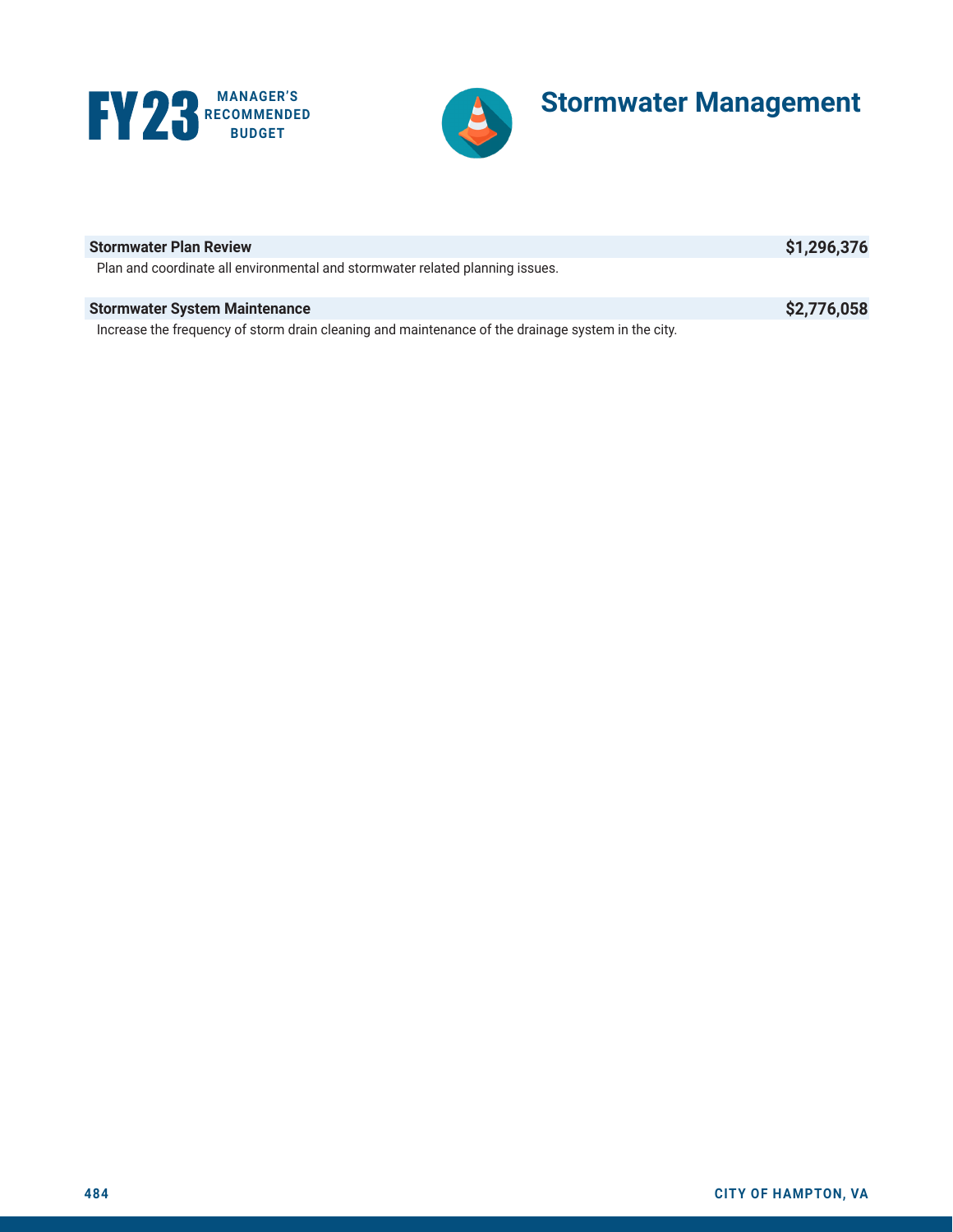# Stormwater Management

**Stormwater Plan Review** **$1,296,376**

Plan and coordinate all environmental and stormwater related planning issues.

**Stormwater System Maintenance** **$2,776,058**

Increase the frequency of storm drain cleaning and maintenance of the drainage system in the city.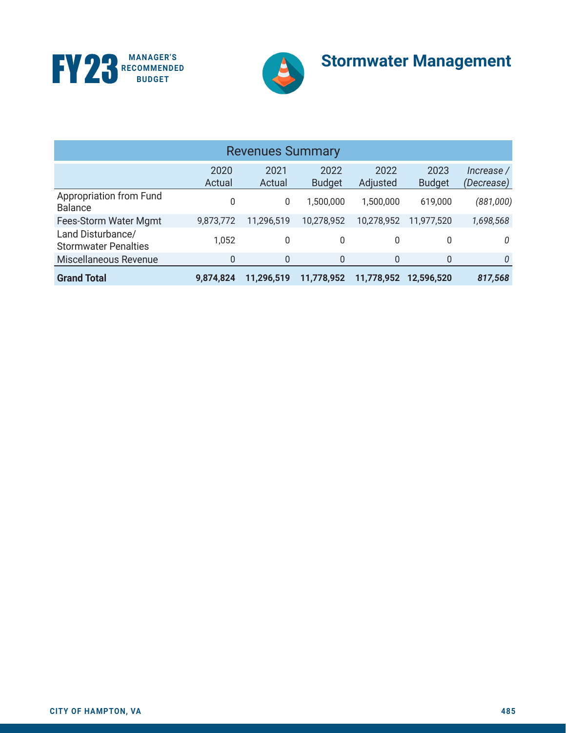## Stormwater Management

| Revenues Summary | | | | | | |
|---|---|---|---|---|---|---|
| | 2020 Actual | 2021 Actual | 2022 Budget | 2022 Adjusted | 2023 Budget | *Increase / (Decrease)* |
| Appropriation from Fund Balance | 0 | 0 | 1,500,000 | 1,500,000 | 619,000 | *(881,000)* |
| Fees-Storm Water Mgmt | 9,873,772 | 11,296,519 | 10,278,952 | 10,278,952 | 11,977,520 | *1,698,568* |
| Land Disturbance/ Stormwater Penalties | 1,052 | 0 | 0 | 0 | 0 | *0* |
| Miscellaneous Revenue | 0 | 0 | 0 | 0 | 0 | *0* |
| **Grand Total** | **9,874,824** | **11,296,519** | **11,778,952** | **11,778,952** | **12,596,520** | ***817,568*** |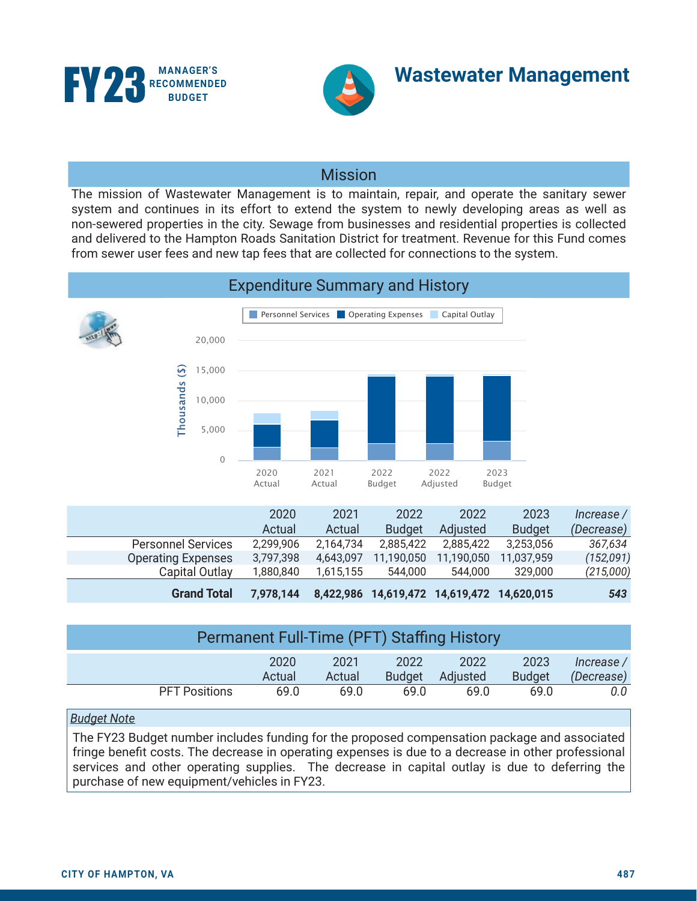FY23 MANAGER'S RECOMMENDED BUDGET

# Wastewater Management

## Mission

The mission of Wastewater Management is to maintain, repair, and operate the sanitary sewer system and continues in its effort to extend the system to newly developing areas as well as non-sewered properties in the city. Sewage from businesses and residential properties is collected and delivered to the Hampton Roads Sanitation District for treatment. Revenue for this Fund comes from sewer user fees and new tap fees that are collected for connections to the system.

## Expenditure Summary and History

| | 2020 Actual | 2021 Actual | 2022 Budget | 2022 Adjusted | 2023 Budget | *Increase / (Decrease)* |
|---|---|---|---|---|---|---|
| Personnel Services | 2,299,906 | 2,164,734 | 2,885,422 | 2,885,422 | 3,253,056 | *367,634* |
| Operating Expenses | 3,797,398 | 4,643,097 | 11,190,050 | 11,190,050 | 11,037,959 | *(152,091)* |
| Capital Outlay | 1,880,840 | 1,615,155 | 544,000 | 544,000 | 329,000 | *(215,000)* |
| **Grand Total** | **7,978,144** | **8,422,986** | **14,619,472** | **14,619,472** | **14,620,015** | ***543*** |

## Permanent Full-Time (PFT) Staffing History

| | 2020 Actual | 2021 Actual | 2022 Budget | 2022 Adjusted | 2023 Budget | *Increase / (Decrease)* |
|---|---|---|---|---|---|---|
| PFT Positions | 69.0 | 69.0 | 69.0 | 69.0 | 69.0 | *0.0* |

*Budget Note*

The FY23 Budget number includes funding for the proposed compensation package and associated fringe benefit costs. The decrease in operating expenses is due to a decrease in other professional services and other operating supplies. The decrease in capital outlay is due to deferring the purchase of new equipment/vehicles in FY23.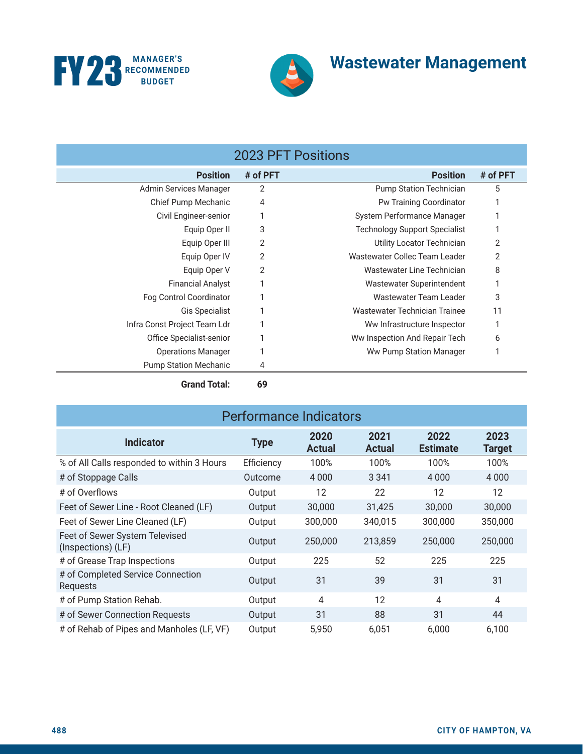# Wastewater Management

## 2023 PFT Positions

| Position | # of PFT | Position | # of PFT |
|---|---|---|---|
| Admin Services Manager | 2 | Pump Station Technician | 5 |
| Chief Pump Mechanic | 4 | Pw Training Coordinator | 1 |
| Civil Engineer-senior | 1 | System Performance Manager | 1 |
| Equip Oper II | 3 | Technology Support Specialist | 1 |
| Equip Oper III | 2 | Utility Locator Technician | 2 |
| Equip Oper IV | 2 | Wastewater Collec Team Leader | 2 |
| Equip Oper V | 2 | Wastewater Line Technician | 8 |
| Financial Analyst | 1 | Wastewater Superintendent | 1 |
| Fog Control Coordinator | 1 | Wastewater Team Leader | 3 |
| Gis Specialist | 1 | Wastewater Technician Trainee | 11 |
| Infra Const Project Team Ldr | 1 | Ww Infrastructure Inspector | 1 |
| Office Specialist-senior | 1 | Ww Inspection And Repair Tech | 6 |
| Operations Manager | 1 | Ww Pump Station Manager | 1 |
| Pump Station Mechanic | 4 | | |
| **Grand Total:** | **69** | | |

## Performance Indicators

| Indicator | Type | 2020 Actual | 2021 Actual | 2022 Estimate | 2023 Target |
|---|---|---|---|---|---|
| % of All Calls responded to within 3 Hours | Efficiency | 100% | 100% | 100% | 100% |
| # of Stoppage Calls | Outcome | 4 000 | 3 341 | 4 000 | 4 000 |
| # of Overflows | Output | 12 | 22 | 12 | 12 |
| Feet of Sewer Line - Root Cleaned (LF) | Output | 30,000 | 31,425 | 30,000 | 30,000 |
| Feet of Sewer Line Cleaned (LF) | Output | 300,000 | 340,015 | 300,000 | 350,000 |
| Feet of Sewer System Televised (Inspections) (LF) | Output | 250,000 | 213,859 | 250,000 | 250,000 |
| # of Grease Trap Inspections | Output | 225 | 52 | 225 | 225 |
| # of Completed Service Connection Requests | Output | 31 | 39 | 31 | 31 |
| # of Pump Station Rehab. | Output | 4 | 12 | 4 | 4 |
| # of Sewer Connection Requests | Output | 31 | 88 | 31 | 44 |
| # of Rehab of Pipes and Manholes (LF, VF) | Output | 5,950 | 6,051 | 6,000 | 6,100 |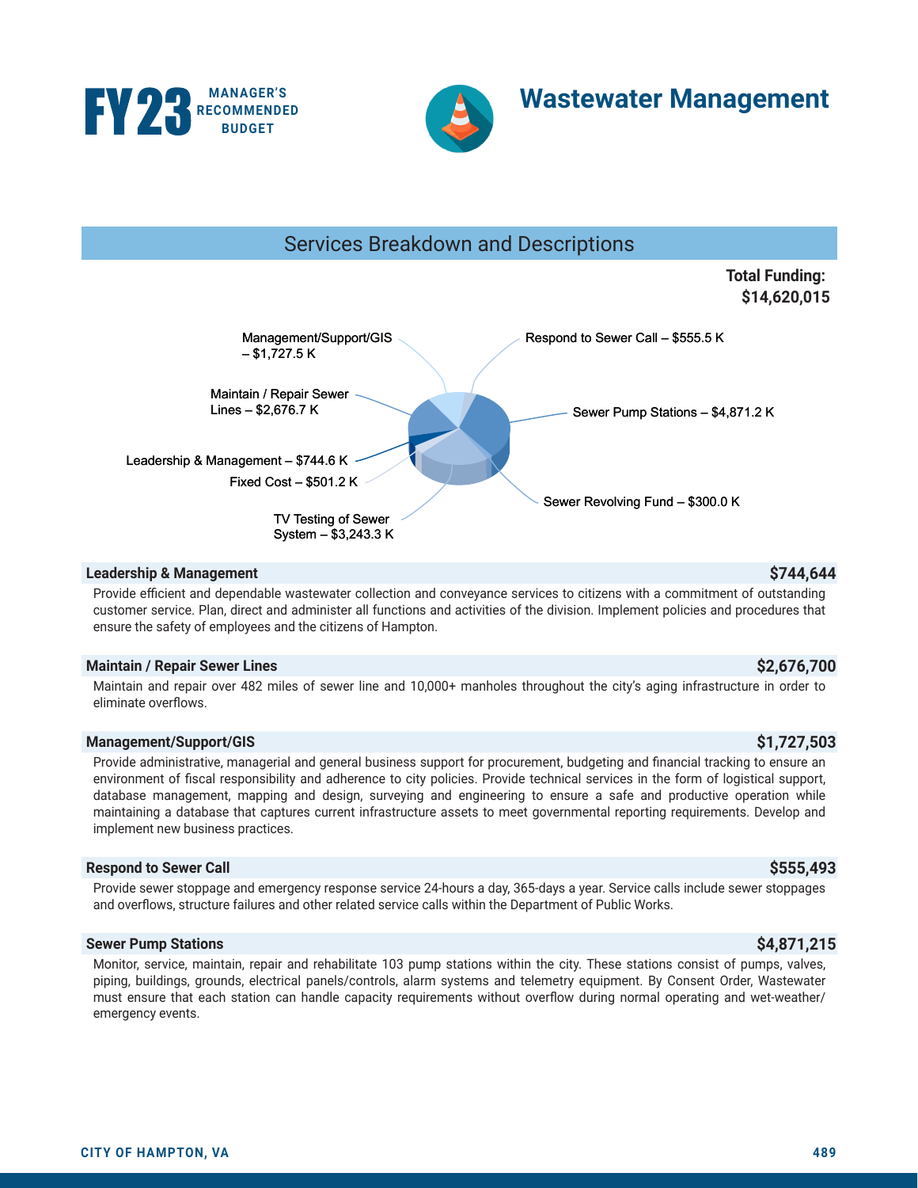FY23 MANAGER'S RECOMMENDED BUDGET

# Wastewater Management

## Services Breakdown and Descriptions

**Total Funding: $14,620,015**

- Management/Support/GIS – $1,727.5 K
- Respond to Sewer Call – $555.5 K
- Maintain / Repair Sewer Lines – $2,676.7 K
- Sewer Pump Stations – $4,871.2 K
- Leadership & Management – $744.6 K
- Fixed Cost – $501.2 K
- Sewer Revolving Fund – $300.0 K
- TV Testing of Sewer System – $3,243.3 K

### Leadership & Management — $744,644

Provide efficient and dependable wastewater collection and conveyance services to citizens with a commitment of outstanding customer service. Plan, direct and administer all functions and activities of the division. Implement policies and procedures that ensure the safety of employees and the citizens of Hampton.

### Maintain / Repair Sewer Lines — $2,676,700

Maintain and repair over 482 miles of sewer line and 10,000+ manholes throughout the city's aging infrastructure in order to eliminate overflows.

### Management/Support/GIS — $1,727,503

Provide administrative, managerial and general business support for procurement, budgeting and financial tracking to ensure an environment of fiscal responsibility and adherence to city policies. Provide technical services in the form of logistical support, database management, mapping and design, surveying and engineering to ensure a safe and productive operation while maintaining a database that captures current infrastructure assets to meet governmental reporting requirements. Develop and implement new business practices.

### Respond to Sewer Call — $555,493

Provide sewer stoppage and emergency response service 24-hours a day, 365-days a year. Service calls include sewer stoppages and overflows, structure failures and other related service calls within the Department of Public Works.

### Sewer Pump Stations — $4,871,215

Monitor, service, maintain, repair and rehabilitate 103 pump stations within the city. These stations consist of pumps, valves, piping, buildings, grounds, electrical panels/controls, alarm systems and telemetry equipment. By Consent Order, Wastewater must ensure that each station can handle capacity requirements without overflow during normal operating and wet-weather/emergency events.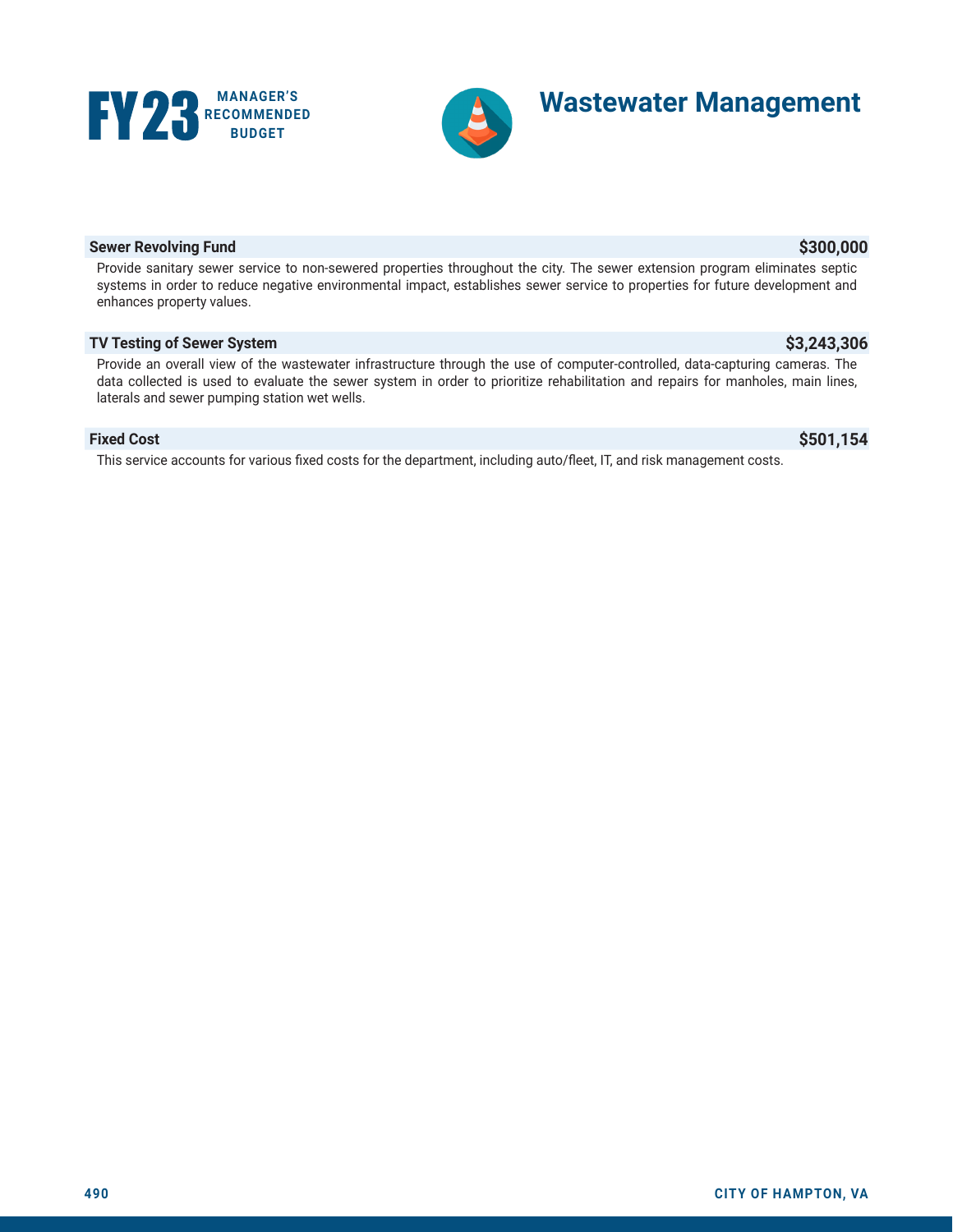# Wastewater Management

**Sewer Revolving Fund** **$300,000**

Provide sanitary sewer service to non-sewered properties throughout the city. The sewer extension program eliminates septic systems in order to reduce negative environmental impact, establishes sewer service to properties for future development and enhances property values.

**TV Testing of Sewer System** **$3,243,306**

Provide an overall view of the wastewater infrastructure through the use of computer-controlled, data-capturing cameras. The data collected is used to evaluate the sewer system in order to prioritize rehabilitation and repairs for manholes, main lines, laterals and sewer pumping station wet wells.

**Fixed Cost** **$501,154**

This service accounts for various fixed costs for the department, including auto/fleet, IT, and risk management costs.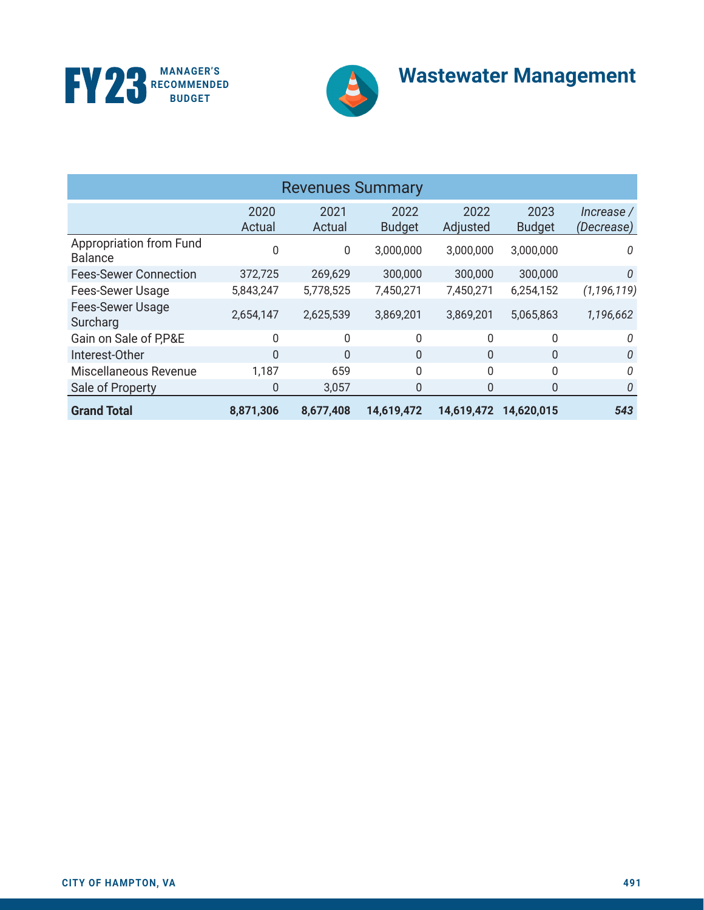## Wastewater Management

| Revenues Summary | | | | | | |
|---|---|---|---|---|---|---|
| | 2020 Actual | 2021 Actual | 2022 Budget | 2022 Adjusted | 2023 Budget | *Increase / (Decrease)* |
| Appropriation from Fund Balance | 0 | 0 | 3,000,000 | 3,000,000 | 3,000,000 | *0* |
| Fees-Sewer Connection | 372,725 | 269,629 | 300,000 | 300,000 | 300,000 | *0* |
| Fees-Sewer Usage | 5,843,247 | 5,778,525 | 7,450,271 | 7,450,271 | 6,254,152 | *(1,196,119)* |
| Fees-Sewer Usage Surcharg | 2,654,147 | 2,625,539 | 3,869,201 | 3,869,201 | 5,065,863 | *1,196,662* |
| Gain on Sale of P,P&E | 0 | 0 | 0 | 0 | 0 | *0* |
| Interest-Other | 0 | 0 | 0 | 0 | 0 | *0* |
| Miscellaneous Revenue | 1,187 | 659 | 0 | 0 | 0 | *0* |
| Sale of Property | 0 | 3,057 | 0 | 0 | 0 | *0* |
| **Grand Total** | **8,871,306** | **8,677,408** | **14,619,472** | **14,619,472** | **14,620,015** | ***543*** |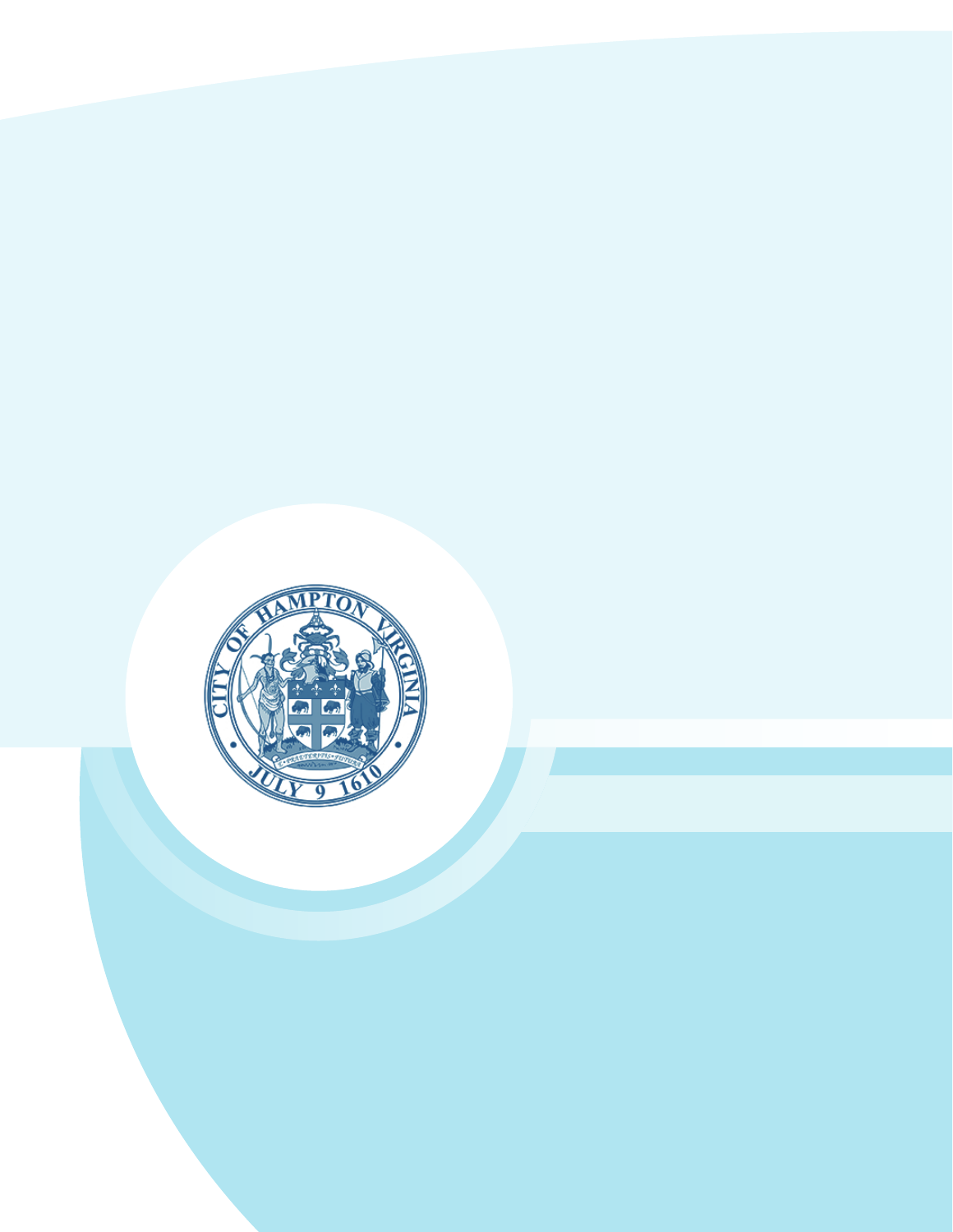CITY OF HAMPTON VIRGINIA

JULY 9 1610